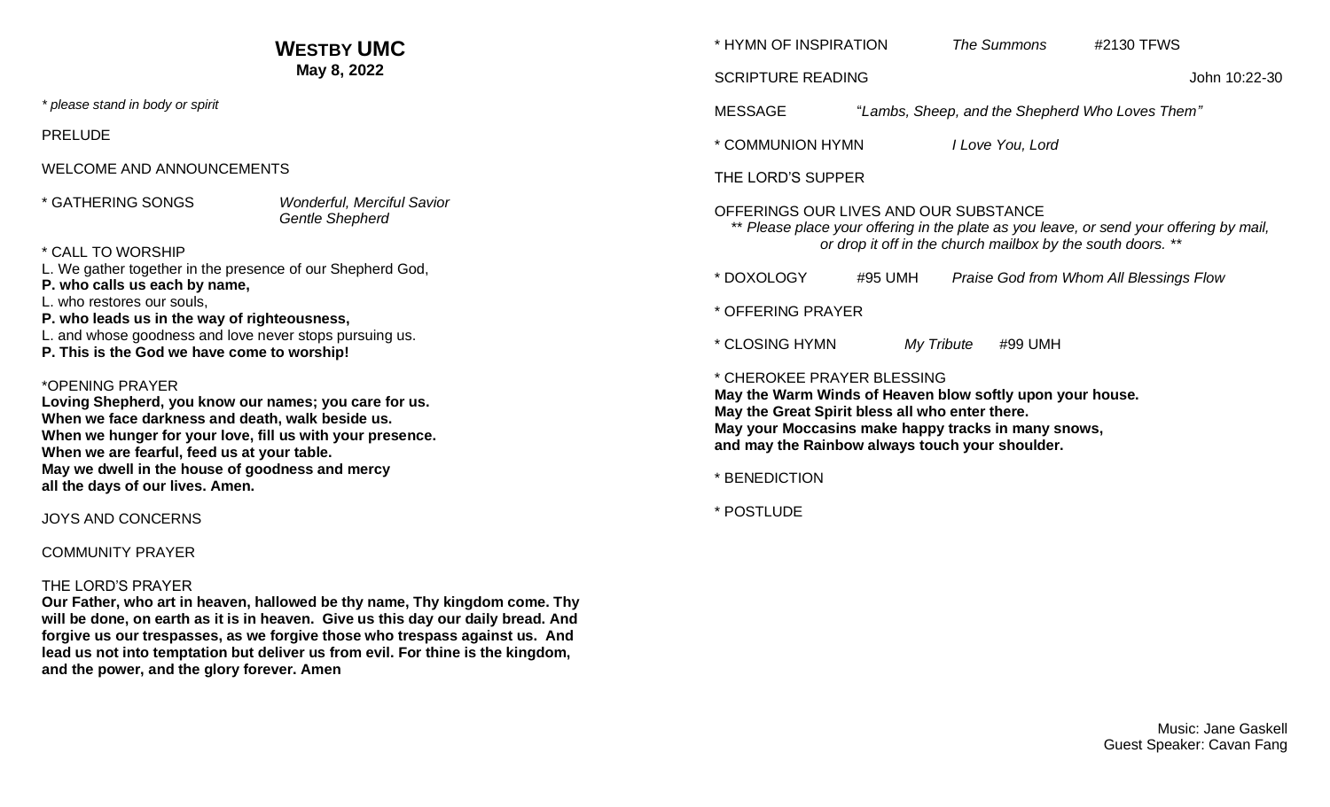# WESTBY UMC

**May 8, 2022**

*\* please stand in body or spirit*

PRELUDE

WELCOME AND ANNOUNCEMENTS

\* GATHERING SONGS *Wonderful, Merciful Savior*
*Gentle Shepherd*

\* CALL TO WORSHIP

L. We gather together in the presence of our Shepherd God,
**P. who calls us each by name,**
L. who restores our souls,
**P. who leads us in the way of righteousness,**
L. and whose goodness and love never stops pursuing us.
**P. This is the God we have come to worship!**

\*OPENING PRAYER

**Loving Shepherd, you know our names; you care for us.
When we face darkness and death, walk beside us.
When we hunger for your love, fill us with your presence.
When we are fearful, feed us at your table.
May we dwell in the house of goodness and mercy
all the days of our lives. Amen.**

JOYS AND CONCERNS

COMMUNITY PRAYER

THE LORD'S PRAYER

**Our Father, who art in heaven, hallowed be thy name, Thy kingdom come. Thy will be done, on earth as it is in heaven. Give us this day our daily bread. And forgive us our trespasses, as we forgive those who trespass against us. And lead us not into temptation but deliver us from evil. For thine is the kingdom, and the power, and the glory forever. Amen**

\* HYMN OF INSPIRATION *The Summons* #2130 TFWS

SCRIPTURE READING John 10:22-30

MESSAGE "*Lambs, Sheep, and the Shepherd Who Loves Them"*

\* COMMUNION HYMN *I Love You, Lord*

THE LORD'S SUPPER

OFFERINGS OUR LIVES AND OUR SUBSTANCE

*\*\* Please place your offering in the plate as you leave, or send your offering by mail, or drop it off in the church mailbox by the south doors. \*\**

\* DOXOLOGY #95 UMH *Praise God from Whom All Blessings Flow*

\* OFFERING PRAYER

\* CLOSING HYMN *My Tribute* #99 UMH

\* CHEROKEE PRAYER BLESSING

**May the Warm Winds of Heaven blow softly upon your house.
May the Great Spirit bless all who enter there.
May your Moccasins make happy tracks in many snows,
and may the Rainbow always touch your shoulder.**

\* BENEDICTION

\* POSTLUDE

Music: Jane Gaskell
Guest Speaker: Cavan Fang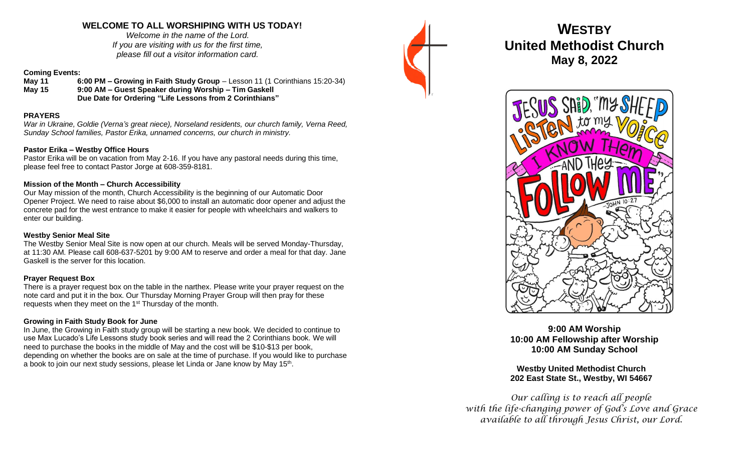## WELCOME TO ALL WORSHIPING WITH US TODAY!

*Welcome in the name of the Lord.*
*If you are visiting with us for the first time,*
*please fill out a visitor information card.*

**Coming Events:**

**May 11** **6:00 PM – Growing in Faith Study Group** – Lesson 11 (1 Corinthians 15:20-34)
**May 15** **9:00 AM – Guest Speaker during Worship – Tim Gaskell**
**Due Date for Ordering "Life Lessons from 2 Corinthians"**

**PRAYERS**

*War in Ukraine, Goldie (Verna's great niece), Norseland residents, our church family, Verna Reed, Sunday School families, Pastor Erika, unnamed concerns, our church in ministry.*

**Pastor Erika – Westby Office Hours**

Pastor Erika will be on vacation from May 2-16. If you have any pastoral needs during this time, please feel free to contact Pastor Jorge at 608-359-8181.

**Mission of the Month – Church Accessibility**

Our May mission of the month, Church Accessibility is the beginning of our Automatic Door Opener Project. We need to raise about $6,000 to install an automatic door opener and adjust the concrete pad for the west entrance to make it easier for people with wheelchairs and walkers to enter our building.

**Westby Senior Meal Site**

The Westby Senior Meal Site is now open at our church. Meals will be served Monday-Thursday, at 11:30 AM. Please call 608-637-5201 by 9:00 AM to reserve and order a meal for that day. Jane Gaskell is the server for this location.

**Prayer Request Box**

There is a prayer request box on the table in the narthex. Please write your prayer request on the note card and put it in the box. Our Thursday Morning Prayer Group will then pray for these requests when they meet on the 1st Thursday of the month.

**Growing in Faith Study Book for June**

In June, the Growing in Faith study group will be starting a new book. We decided to continue to use Max Lucado's Life Lessons study book series and will read the 2 Corinthians book. We will need to purchase the books in the middle of May and the cost will be $10-$13 per book, depending on whether the books are on sale at the time of purchase. If you would like to purchase a book to join our next study sessions, please let Linda or Jane know by May 15th.

# WESTBY United Methodist Church
## May 8, 2022

JESUS SAID, "MY SHEEP LISTEN to my VOICE; I KNOW THEM AND THEY FOLLOW ME" –JOHN 10:27

**9:00 AM Worship**
**10:00 AM Fellowship after Worship**
**10:00 AM Sunday School**

**Westby United Methodist Church**
**202 East State St., Westby, WI 54667**

*Our calling is to reach all people*
*with the life-changing power of God's Love and Grace*
*available to all through Jesus Christ, our Lord.*